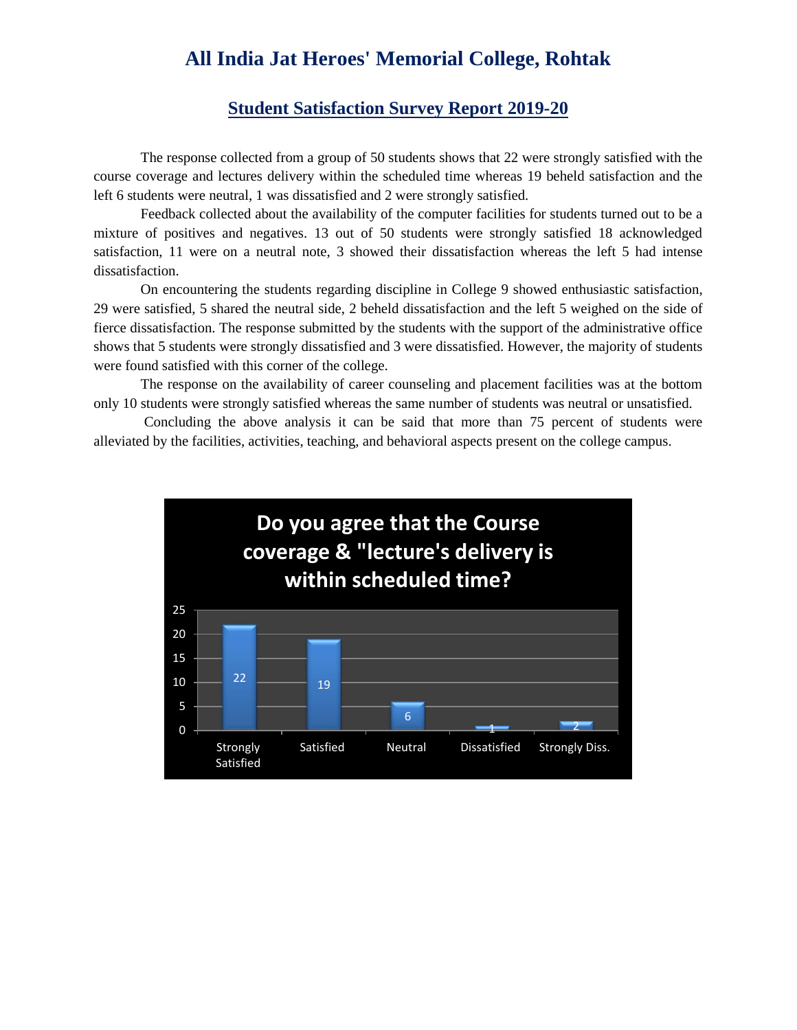# All India Jat Heroes' Memorial College, Rohtak

## Student Satisfaction Survey Report 2019-20

The response collected from a group of 50 students shows that 22 were strongly satisfied with the course coverage and lectures delivery within the scheduled time whereas 19 beheld satisfaction and the left 6 students were neutral, 1 was dissatisfied and 2 were strongly satisfied.

Feedback collected about the availability of the computer facilities for students turned out to be a mixture of positives and negatives. 13 out of 50 students were strongly satisfied 18 acknowledged satisfaction, 11 were on a neutral note, 3 showed their dissatisfaction whereas the left 5 had intense dissatisfaction.

On encountering the students regarding discipline in College 9 showed enthusiastic satisfaction, 29 were satisfied, 5 shared the neutral side, 2 beheld dissatisfaction and the left 5 weighed on the side of fierce dissatisfaction. The response submitted by the students with the support of the administrative office shows that 5 students were strongly dissatisfied and 3 were dissatisfied. However, the majority of students were found satisfied with this corner of the college.

The response on the availability of career counseling and placement facilities was at the bottom only 10 students were strongly satisfied whereas the same number of students was neutral or unsatisfied.

Concluding the above analysis it can be said that more than 75 percent of students were alleviated by the facilities, activities, teaching, and behavioral aspects present on the college campus.

**Do you agree that the Course coverage & "lecture's delivery is within scheduled time?**

| Response | Count |
|---|---|
| Strongly Satisfied | 22 |
| Satisfied | 19 |
| Neutral | 6 |
| Dissatisfied | 1 |
| Strongly Diss. | 2 |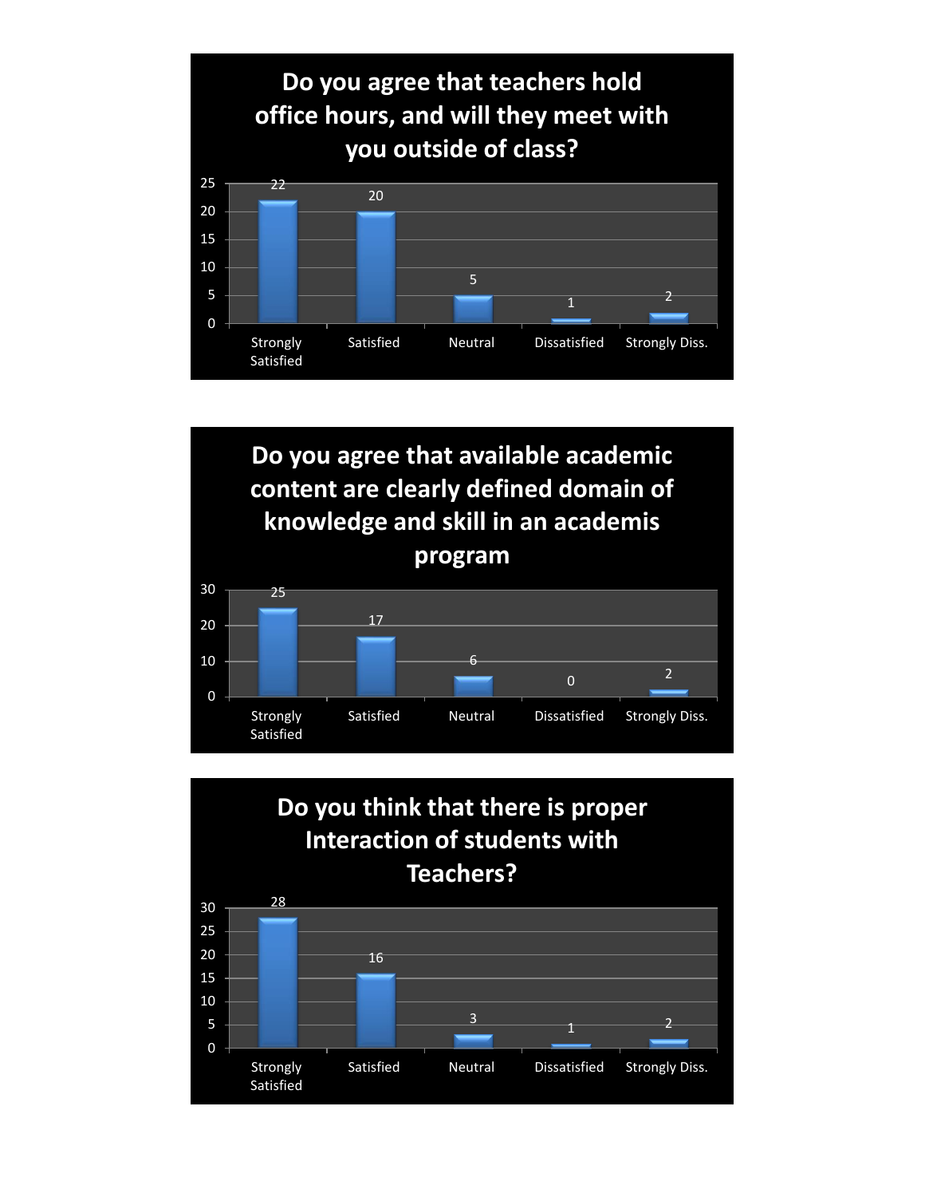## Do you agree that teachers hold office hours, and will they meet with you outside of class?

| Response | Count |
|---|---|
| Strongly Satisfied | 22 |
| Satisfied | 20 |
| Neutral | 5 |
| Dissatisfied | 1 |
| Strongly Diss. | 2 |

## Do you agree that available academic content are clearly defined domain of knowledge and skill in an academis program

| Response | Count |
|---|---|
| Strongly Satisfied | 25 |
| Satisfied | 17 |
| Neutral | 6 |
| Dissatisfied | 0 |
| Strongly Diss. | 2 |

## Do you think that there is proper Interaction of students with Teachers?

| Response | Count |
|---|---|
| Strongly Satisfied | 28 |
| Satisfied | 16 |
| Neutral | 3 |
| Dissatisfied | 1 |
| Strongly Diss. | 2 |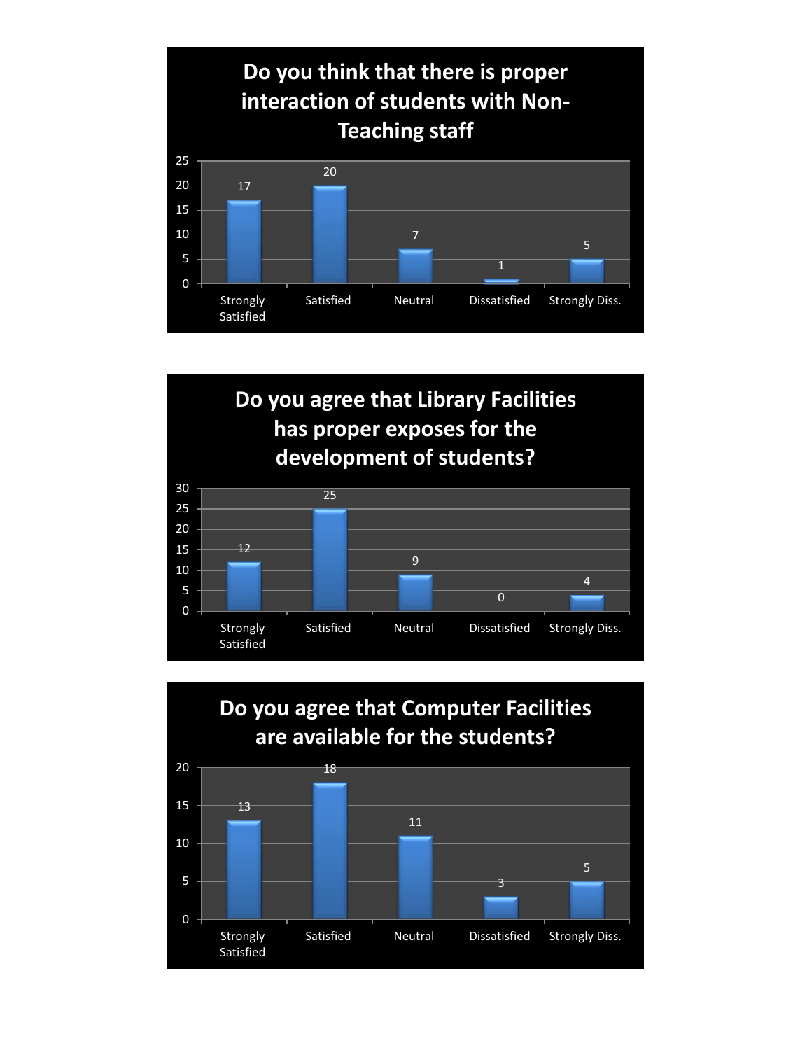## Do you think that there is proper interaction of students with Non-Teaching staff

| Response | Count |
|---|---|
| Strongly Satisfied | 17 |
| Satisfied | 20 |
| Neutral | 7 |
| Dissatisfied | 1 |
| Strongly Diss. | 5 |

## Do you agree that Library Facilities has proper exposes for the development of students?

| Response | Count |
|---|---|
| Strongly Satisfied | 12 |
| Satisfied | 25 |
| Neutral | 9 |
| Dissatisfied | 0 |
| Strongly Diss. | 4 |

## Do you agree that Computer Facilities are available for the students?

| Response | Count |
|---|---|
| Strongly Satisfied | 13 |
| Satisfied | 18 |
| Neutral | 11 |
| Dissatisfied | 3 |
| Strongly Diss. | 5 |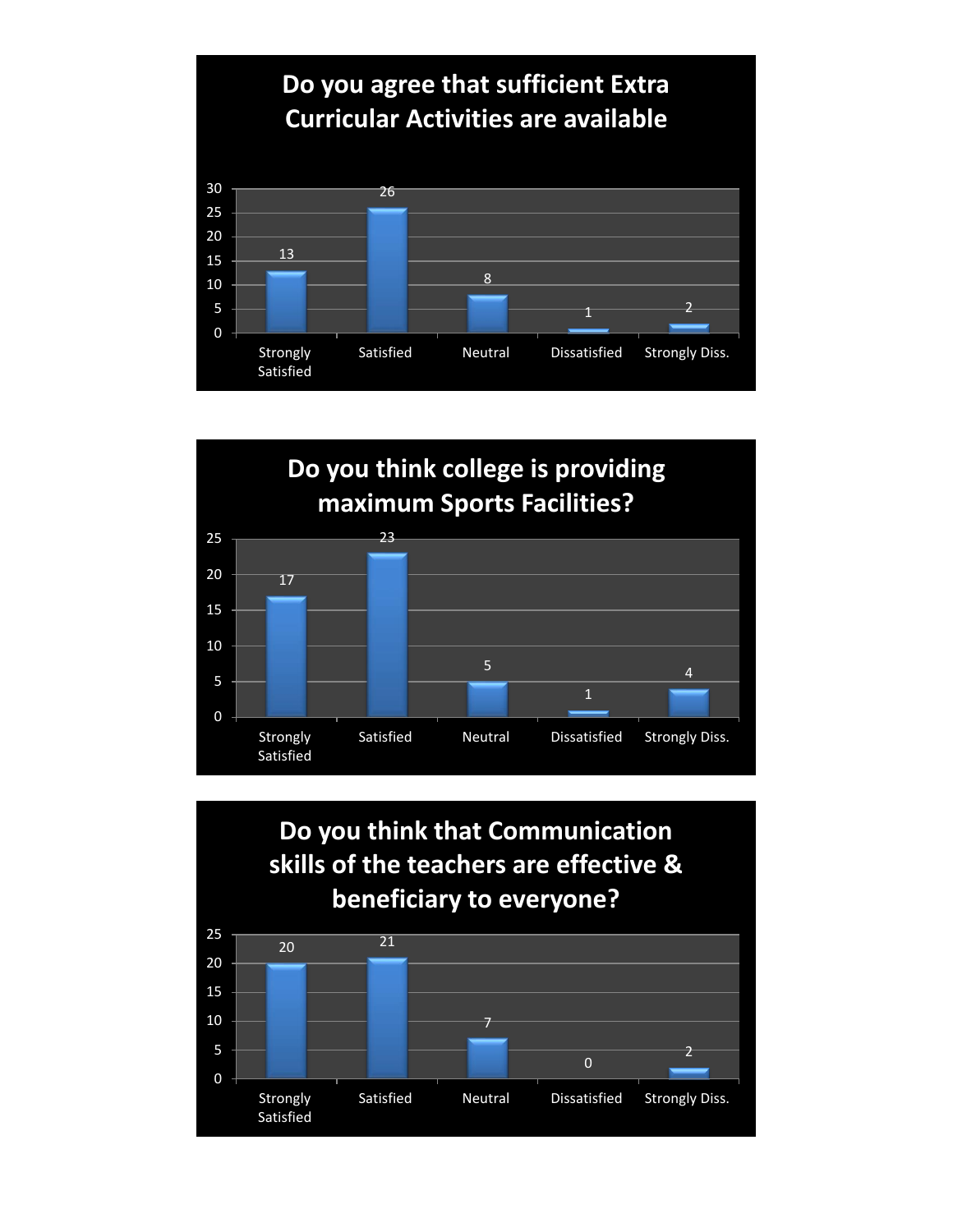## Do you agree that sufficient Extra Curricular Activities are available

| Response | Count |
|---|---|
| Strongly Satisfied | 13 |
| Satisfied | 26 |
| Neutral | 8 |
| Dissatisfied | 1 |
| Strongly Diss. | 2 |

## Do you think college is providing maximum Sports Facilities?

| Response | Count |
|---|---|
| Strongly Satisfied | 17 |
| Satisfied | 23 |
| Neutral | 5 |
| Dissatisfied | 1 |
| Strongly Diss. | 4 |

## Do you think that Communication skills of the teachers are effective & beneficiary to everyone?

| Response | Count |
|---|---|
| Strongly Satisfied | 20 |
| Satisfied | 21 |
| Neutral | 7 |
| Dissatisfied | 0 |
| Strongly Diss. | 2 |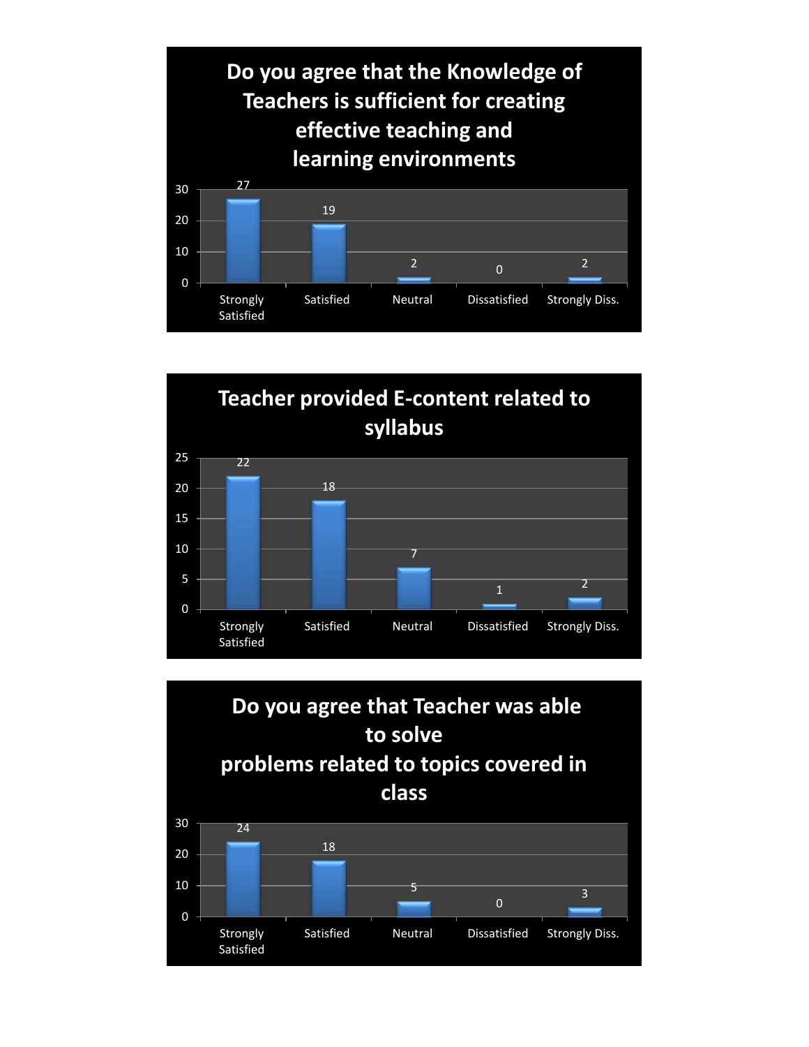## Do you agree that the Knowledge of Teachers is sufficient for creating effective teaching and learning environments

| Response | Count |
| --- | --- |
| Strongly Satisfied | 27 |
| Satisfied | 19 |
| Neutral | 2 |
| Dissatisfied | 0 |
| Strongly Diss. | 2 |

## Teacher provided E-content related to syllabus

| Response | Count |
| --- | --- |
| Strongly Satisfied | 22 |
| Satisfied | 18 |
| Neutral | 7 |
| Dissatisfied | 1 |
| Strongly Diss. | 2 |

## Do you agree that Teacher was able to solve problems related to topics covered in class

| Response | Count |
| --- | --- |
| Strongly Satisfied | 24 |
| Satisfied | 18 |
| Neutral | 5 |
| Dissatisfied | 0 |
| Strongly Diss. | 3 |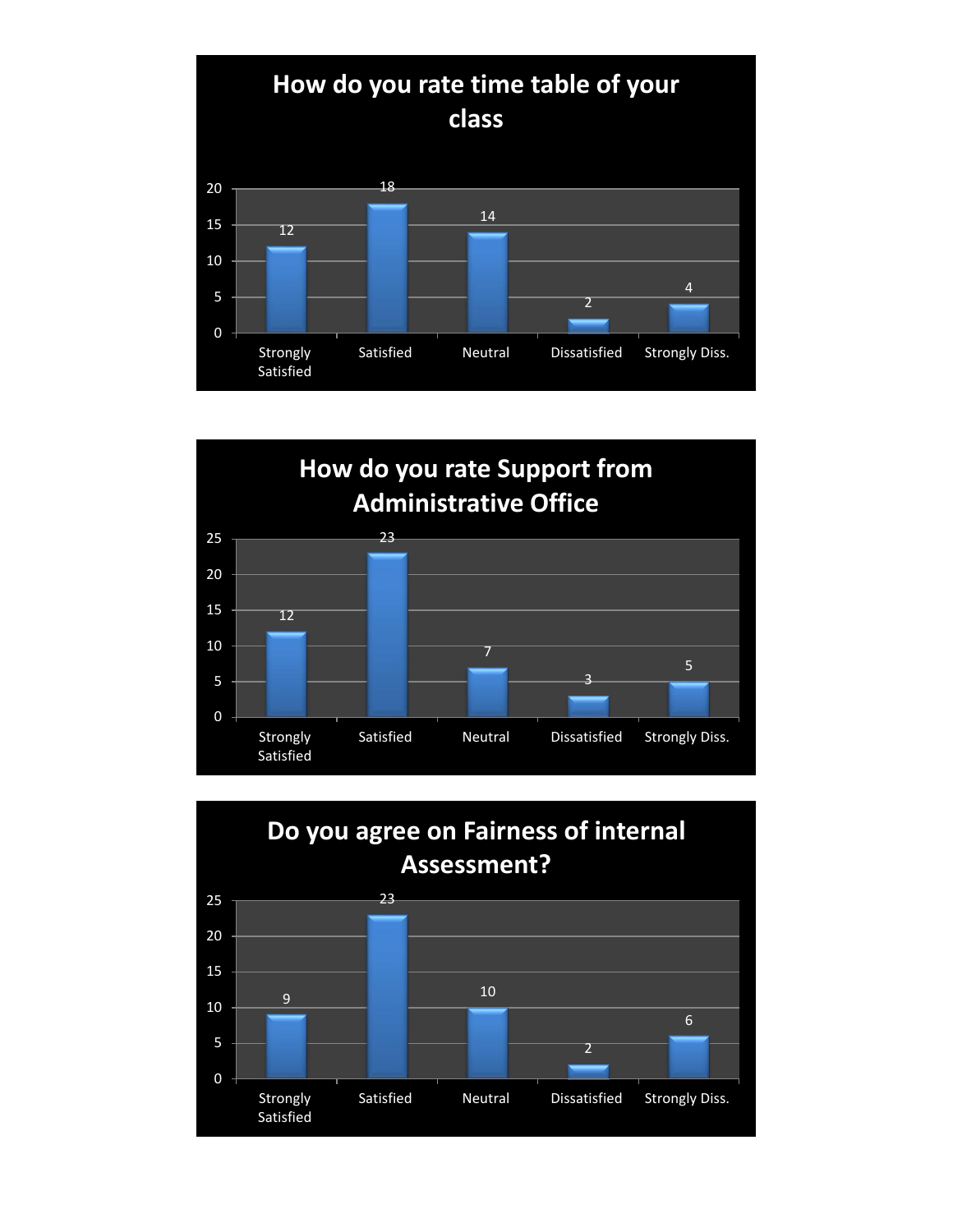## How do you rate time table of your class

| Strongly Satisfied | Satisfied | Neutral | Dissatisfied | Strongly Diss. |
|---|---|---|---|---|
| 12 | 18 | 14 | 2 | 4 |

## How do you rate Support from Administrative Office

| Strongly Satisfied | Satisfied | Neutral | Dissatisfied | Strongly Diss. |
|---|---|---|---|---|
| 12 | 23 | 7 | 3 | 5 |

## Do you agree on Fairness of internal Assessment?

| Strongly Satisfied | Satisfied | Neutral | Dissatisfied | Strongly Diss. |
|---|---|---|---|---|
| 9 | 23 | 10 | 2 | 6 |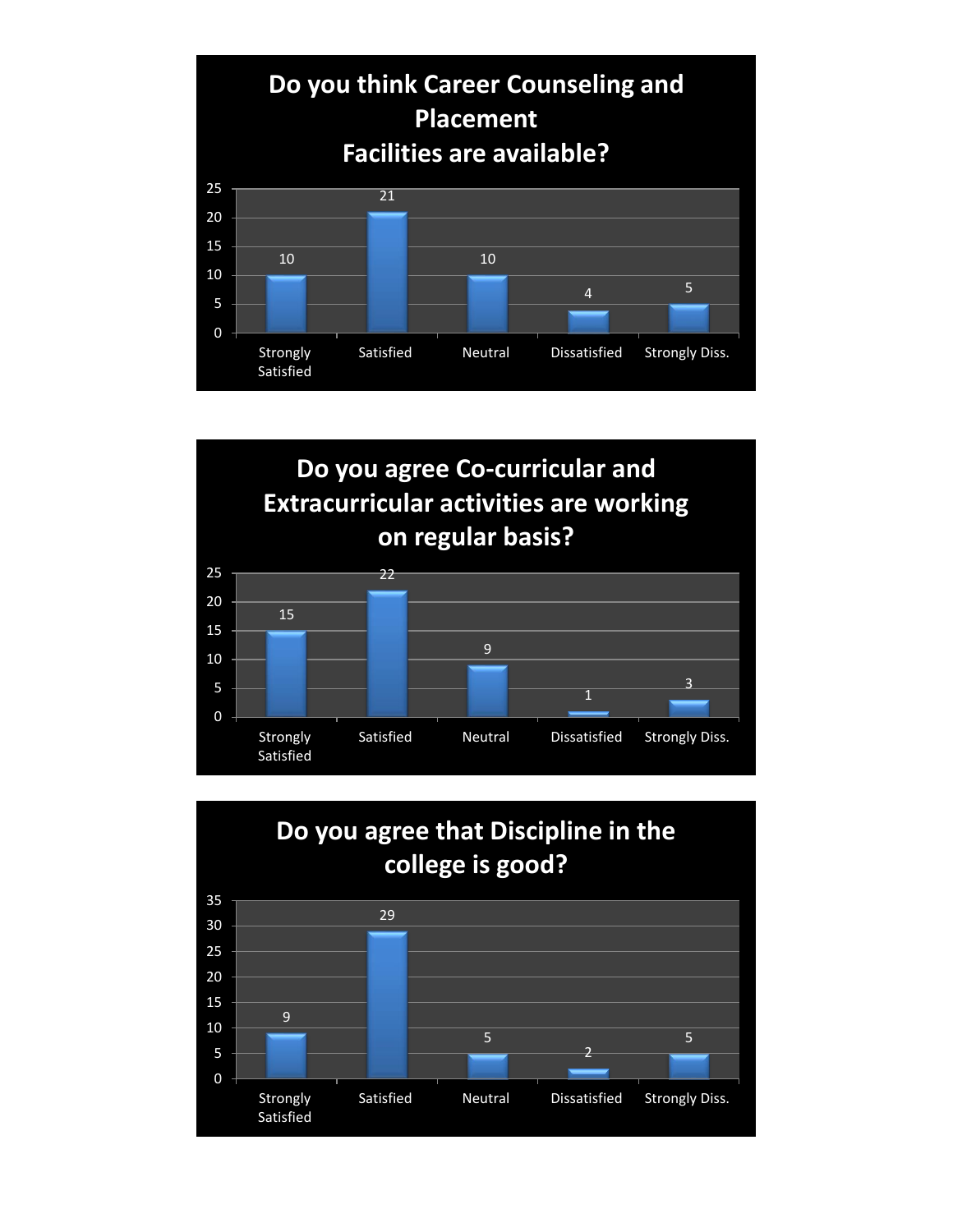## Do you think Career Counseling and Placement Facilities are available?

| Strongly Satisfied | Satisfied | Neutral | Dissatisfied | Strongly Diss. |
|---|---|---|---|---|
| 10 | 21 | 10 | 4 | 5 |

## Do you agree Co-curricular and Extracurricular activities are working on regular basis?

| Strongly Satisfied | Satisfied | Neutral | Dissatisfied | Strongly Diss. |
|---|---|---|---|---|
| 15 | 22 | 9 | 1 | 3 |

## Do you agree that Discipline in the college is good?

| Strongly Satisfied | Satisfied | Neutral | Dissatisfied | Strongly Diss. |
|---|---|---|---|---|
| 9 | 29 | 5 | 2 | 5 |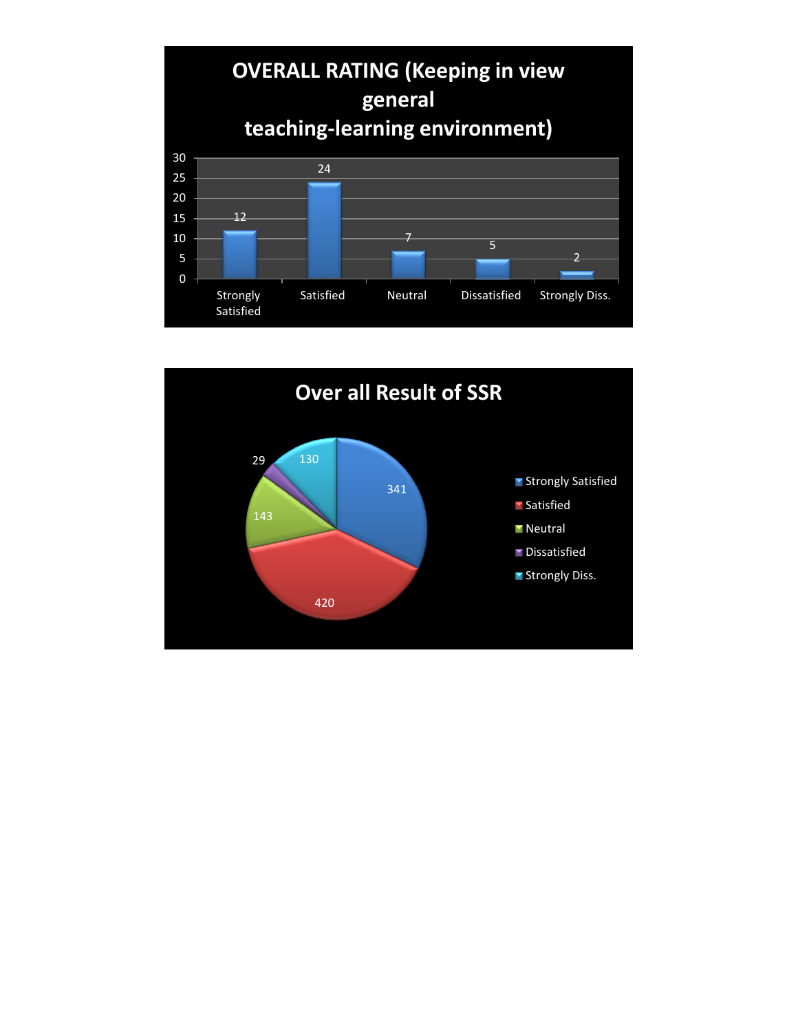## OVERALL RATING (Keeping in view general teaching-learning environment)

| Rating | Count |
|---|---|
| Strongly Satisfied | 12 |
| Satisfied | 24 |
| Neutral | 7 |
| Dissatisfied | 5 |
| Strongly Diss. | 2 |

## Over all Result of SSR

| Rating | Count |
|---|---|
| Strongly Satisfied | 341 |
| Satisfied | 420 |
| Neutral | 143 |
| Dissatisfied | 29 |
| Strongly Diss. | 130 |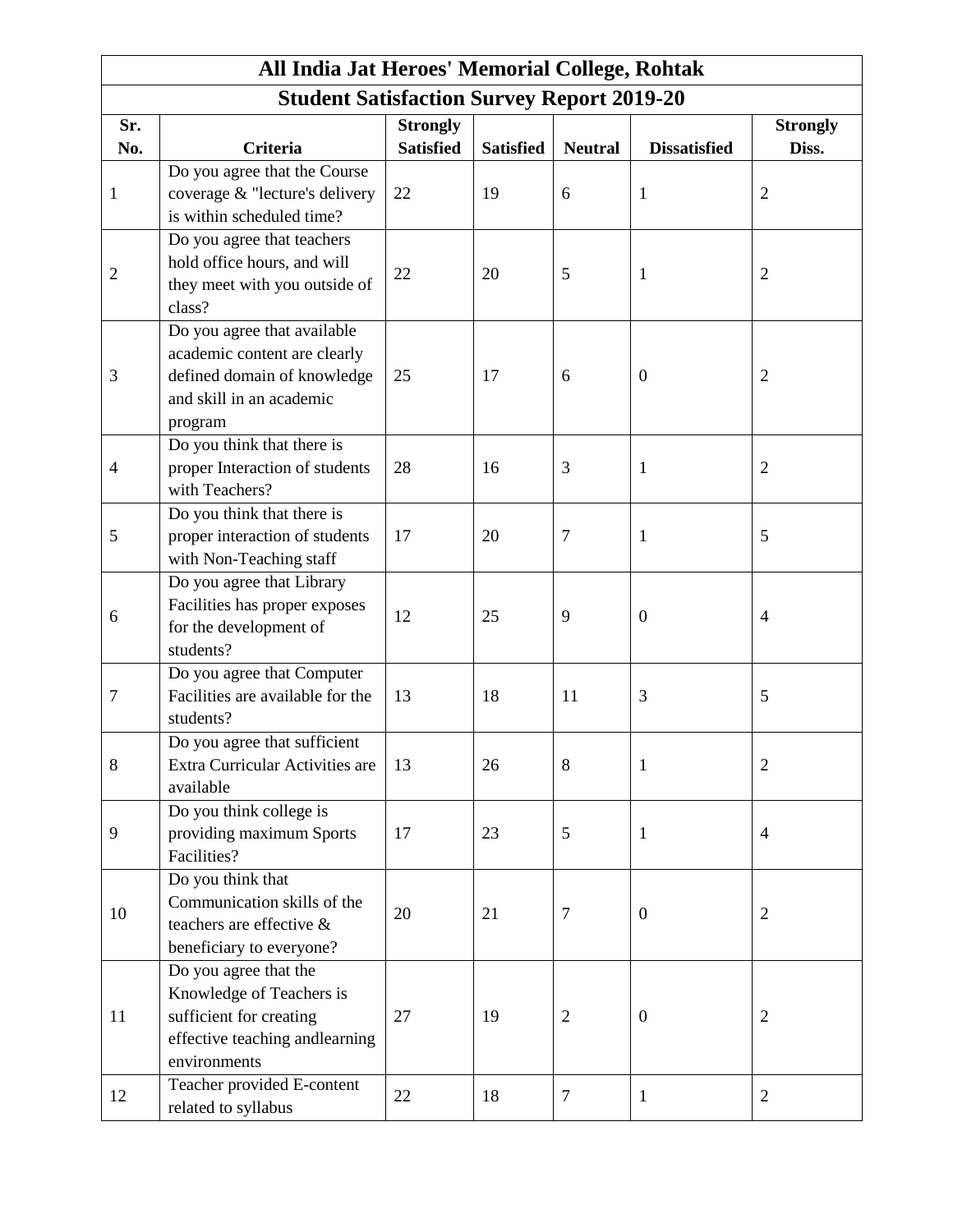# All India Jat Heroes' Memorial College, Rohtak

## Student Satisfaction Survey Report 2019-20

| Sr. No. | Criteria | Strongly Satisfied | Satisfied | Neutral | Dissatisfied | Strongly Diss. |
|---|---|---|---|---|---|---|
| 1 | Do you agree that the Course coverage & "lecture's delivery is within scheduled time? | 22 | 19 | 6 | 1 | 2 |
| 2 | Do you agree that teachers hold office hours, and will they meet with you outside of class? | 22 | 20 | 5 | 1 | 2 |
| 3 | Do you agree that available academic content are clearly defined domain of knowledge and skill in an academic program | 25 | 17 | 6 | 0 | 2 |
| 4 | Do you think that there is proper Interaction of students with Teachers? | 28 | 16 | 3 | 1 | 2 |
| 5 | Do you think that there is proper interaction of students with Non-Teaching staff | 17 | 20 | 7 | 1 | 5 |
| 6 | Do you agree that Library Facilities has proper exposes for the development of students? | 12 | 25 | 9 | 0 | 4 |
| 7 | Do you agree that Computer Facilities are available for the students? | 13 | 18 | 11 | 3 | 5 |
| 8 | Do you agree that sufficient Extra Curricular Activities are available | 13 | 26 | 8 | 1 | 2 |
| 9 | Do you think college is providing maximum Sports Facilities? | 17 | 23 | 5 | 1 | 4 |
| 10 | Do you think that Communication skills of the teachers are effective & beneficiary to everyone? | 20 | 21 | 7 | 0 | 2 |
| 11 | Do you agree that the Knowledge of Teachers is sufficient for creating effective teaching andlearning environments | 27 | 19 | 2 | 0 | 2 |
| 12 | Teacher provided E-content related to syllabus | 22 | 18 | 7 | 1 | 2 |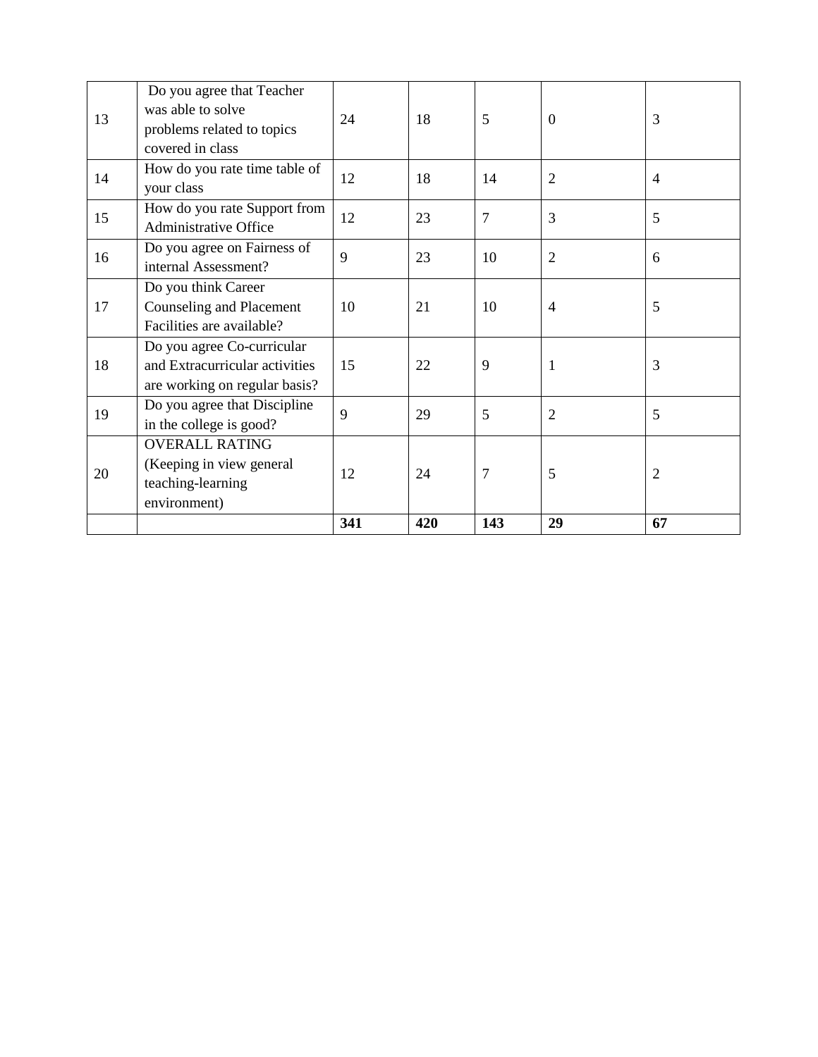| | | | | | | |
|---|---|---|---|---|---|---|
| 13 | Do you agree that Teacher was able to solve problems related to topics covered in class | 24 | 18 | 5 | 0 | 3 |
| 14 | How do you rate time table of your class | 12 | 18 | 14 | 2 | 4 |
| 15 | How do you rate Support from Administrative Office | 12 | 23 | 7 | 3 | 5 |
| 16 | Do you agree on Fairness of internal Assessment? | 9 | 23 | 10 | 2 | 6 |
| 17 | Do you think Career Counseling and Placement Facilities are available? | 10 | 21 | 10 | 4 | 5 |
| 18 | Do you agree Co-curricular and Extracurricular activities are working on regular basis? | 15 | 22 | 9 | 1 | 3 |
| 19 | Do you agree that Discipline in the college is good? | 9 | 29 | 5 | 2 | 5 |
| 20 | OVERALL RATING (Keeping in view general teaching-learning environment) | 12 | 24 | 7 | 5 | 2 |
| | | **341** | **420** | **143** | **29** | **67** |